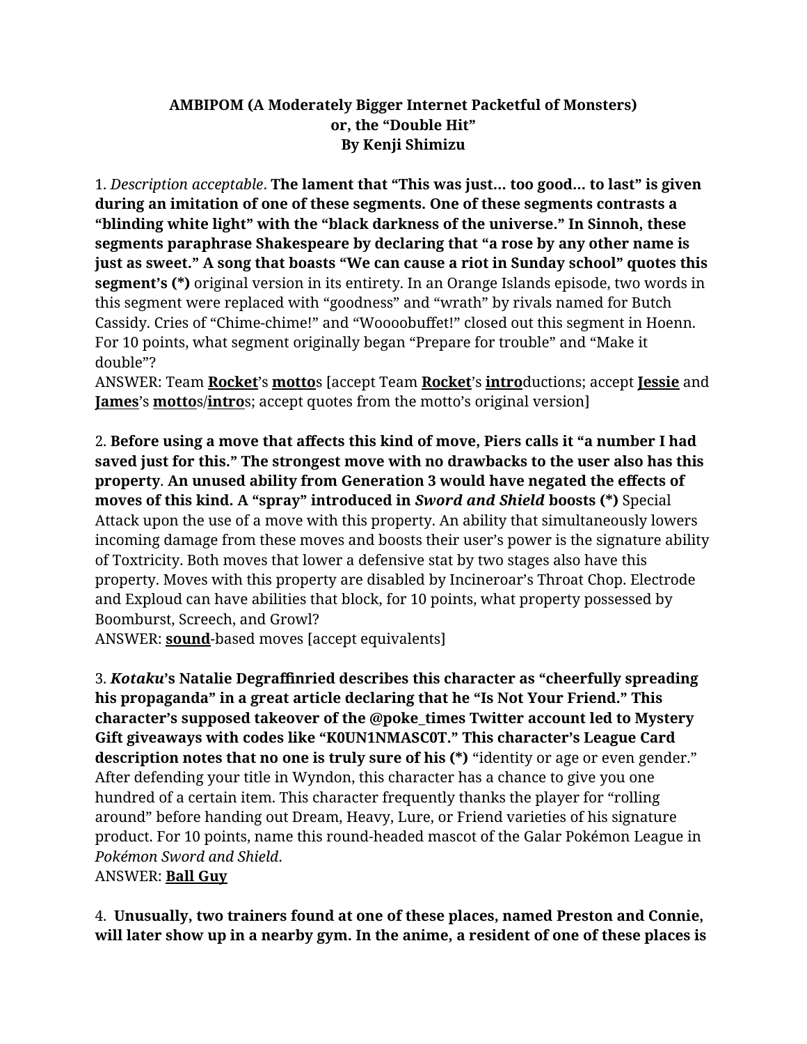**AMBIPOM (A Moderately Bigger Internet Packetful of Monsters)**
**or, the "Double Hit"**
**By Kenji Shimizu**

1. *Description acceptable*. **The lament that "This was just… too good… to last" is given during an imitation of one of these segments. One of these segments contrasts a "blinding white light" with the "black darkness of the universe." In Sinnoh, these segments paraphrase Shakespeare by declaring that "a rose by any other name is just as sweet." A song that boasts "We can cause a riot in Sunday school" quotes this segment's (*)** original version in its entirety. In an Orange Islands episode, two words in this segment were replaced with "goodness" and "wrath" by rivals named for Butch Cassidy. Cries of "Chime-chime!" and "Woooobuffet!" closed out this segment in Hoenn. For 10 points, what segment originally began "Prepare for trouble" and "Make it double"?
ANSWER: Team **<u>Rocket</u>**'s **<u>motto</u>**s [accept Team **<u>Rocket</u>**'s **<u>intro</u>**ductions; accept **<u>Jessie</u>** and **<u>James</u>**'s **<u>motto</u>**s/**<u>intro</u>**s; accept quotes from the motto's original version]

2. **Before using a move that affects this kind of move, Piers calls it "a number I had saved just for this." The strongest move with no drawbacks to the user also has this property. An unused ability from Generation 3 would have negated the effects of moves of this kind. A "spray" introduced in *Sword and Shield* boosts (*)** Special Attack upon the use of a move with this property. An ability that simultaneously lowers incoming damage from these moves and boosts their user's power is the signature ability of Toxtricity. Both moves that lower a defensive stat by two stages also have this property. Moves with this property are disabled by Incineroar's Throat Chop. Electrode and Exploud can have abilities that block, for 10 points, what property possessed by Boomburst, Screech, and Growl?
ANSWER: **<u>sound</u>**-based moves [accept equivalents]

3. ***Kotaku*'s Natalie Degraffinried describes this character as "cheerfully spreading his propaganda" in a great article declaring that he "Is Not Your Friend." This character's supposed takeover of the @poke_times Twitter account led to Mystery Gift giveaways with codes like "K0UN1NMASC0T." This character's League Card description notes that no one is truly sure of his (*)** "identity or age or even gender." After defending your title in Wyndon, this character has a chance to give you one hundred of a certain item. This character frequently thanks the player for "rolling around" before handing out Dream, Heavy, Lure, or Friend varieties of his signature product. For 10 points, name this round-headed mascot of the Galar Pokémon League in *Pokémon Sword and Shield*.
ANSWER: **<u>Ball Guy</u>**

4. **Unusually, two trainers found at one of these places, named Preston and Connie, will later show up in a nearby gym. In the anime, a resident of one of these places is**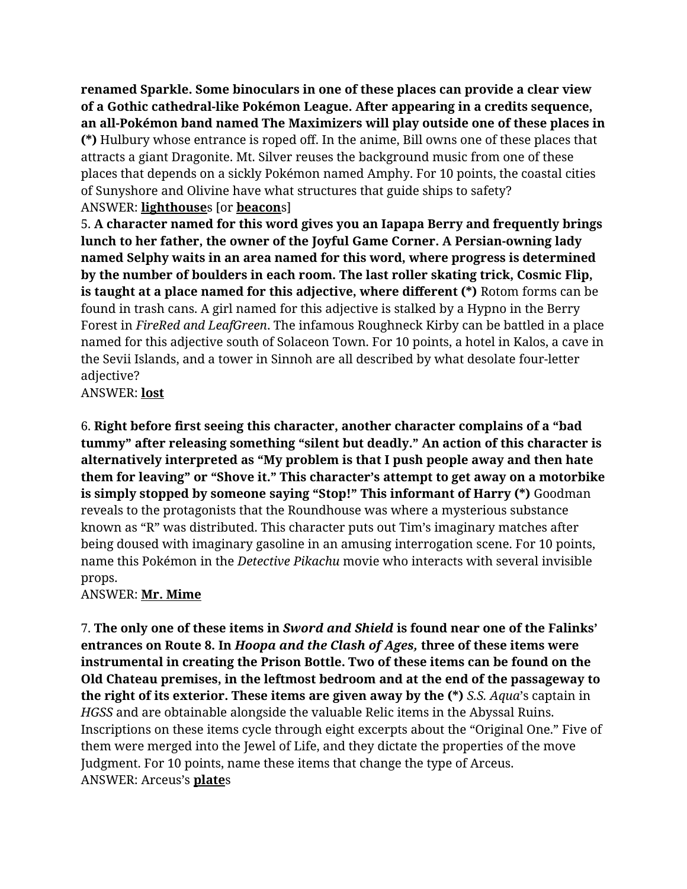**renamed Sparkle. Some binoculars in one of these places can provide a clear view of a Gothic cathedral-like Pokémon League. After appearing in a credits sequence, an all-Pokémon band named The Maximizers will play outside one of these places in (*)** Hulbury whose entrance is roped off. In the anime, Bill owns one of these places that attracts a giant Dragonite. Mt. Silver reuses the background music from one of these places that depends on a sickly Pokémon named Amphy. For 10 points, the coastal cities of Sunyshore and Olivine have what structures that guide ships to safety?
ANSWER: **lighthouse**s [or **beacon**s]

5. **A character named for this word gives you an Iapapa Berry and frequently brings lunch to her father, the owner of the Joyful Game Corner. A Persian-owning lady named Selphy waits in an area named for this word, where progress is determined by the number of boulders in each room. The last roller skating trick, Cosmic Flip, is taught at a place named for this adjective, where different (*)** Rotom forms can be found in trash cans. A girl named for this adjective is stalked by a Hypno in the Berry Forest in *FireRed and LeafGreen*. The infamous Roughneck Kirby can be battled in a place named for this adjective south of Solaceon Town. For 10 points, a hotel in Kalos, a cave in the Sevii Islands, and a tower in Sinnoh are all described by what desolate four-letter adjective?
ANSWER: **lost**

6. **Right before first seeing this character, another character complains of a "bad tummy" after releasing something "silent but deadly." An action of this character is alternatively interpreted as "My problem is that I push people away and then hate them for leaving" or "Shove it." This character's attempt to get away on a motorbike is simply stopped by someone saying "Stop!" This informant of Harry (*)** Goodman reveals to the protagonists that the Roundhouse was where a mysterious substance known as "R" was distributed. This character puts out Tim's imaginary matches after being doused with imaginary gasoline in an amusing interrogation scene. For 10 points, name this Pokémon in the *Detective Pikachu* movie who interacts with several invisible props.
ANSWER: **Mr. Mime**

7. **The only one of these items in *Sword and Shield* is found near one of the Falinks' entrances on Route 8. In *Hoopa and the Clash of Ages,* three of these items were instrumental in creating the Prison Bottle. Two of these items can be found on the Old Chateau premises, in the leftmost bedroom and at the end of the passageway to the right of its exterior. These items are given away by the (*)** *S.S. Aqua*'s captain in *HGSS* and are obtainable alongside the valuable Relic items in the Abyssal Ruins. Inscriptions on these items cycle through eight excerpts about the "Original One." Five of them were merged into the Jewel of Life, and they dictate the properties of the move Judgment. For 10 points, name these items that change the type of Arceus.
ANSWER: Arceus's **plate**s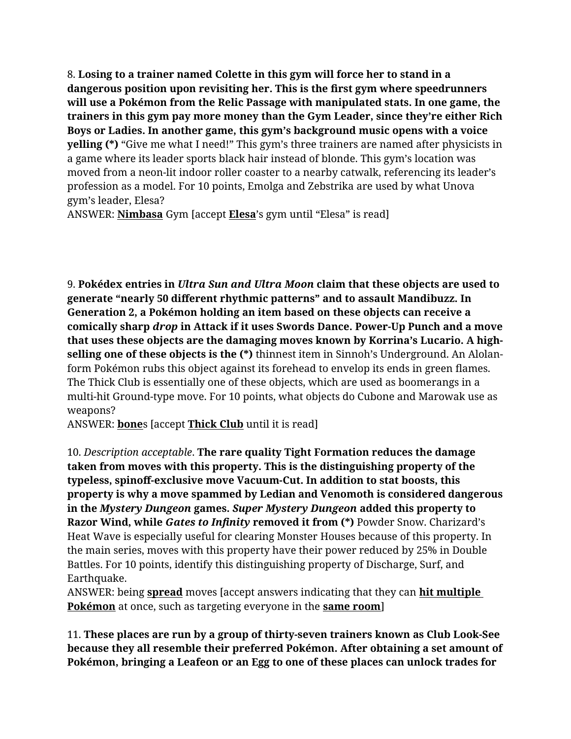8. **Losing to a trainer named Colette in this gym will force her to stand in a dangerous position upon revisiting her. This is the first gym where speedrunners will use a Pokémon from the Relic Passage with manipulated stats. In one game, the trainers in this gym pay more money than the Gym Leader, since they're either Rich Boys or Ladies. In another game, this gym's background music opens with a voice yelling (*)** "Give me what I need!" This gym's three trainers are named after physicists in a game where its leader sports black hair instead of blonde. This gym's location was moved from a neon-lit indoor roller coaster to a nearby catwalk, referencing its leader's profession as a model. For 10 points, Emolga and Zebstrika are used by what Unova gym's leader, Elesa?

ANSWER: **<u>Nimbasa</u>** Gym [accept **<u>Elesa</u>**'s gym until "Elesa" is read]

9. **Pokédex entries in *Ultra Sun and Ultra Moon* claim that these objects are used to generate "nearly 50 different rhythmic patterns" and to assault Mandibuzz. In Generation 2, a Pokémon holding an item based on these objects can receive a comically sharp *drop* in Attack if it uses Swords Dance. Power-Up Punch and a move that uses these objects are the damaging moves known by Korrina's Lucario. A high-selling one of these objects is the (*)** thinnest item in Sinnoh's Underground. An Alolan-form Pokémon rubs this object against its forehead to envelop its ends in green flames. The Thick Club is essentially one of these objects, which are used as boomerangs in a multi-hit Ground-type move. For 10 points, what objects do Cubone and Marowak use as weapons?

ANSWER: **<u>bone</u>**s [accept **<u>Thick Club</u>** until it is read]

10. *Description acceptable*. **The rare quality Tight Formation reduces the damage taken from moves with this property. This is the distinguishing property of the typeless, spinoff-exclusive move Vacuum-Cut. In addition to stat boosts, this property is why a move spammed by Ledian and Venomoth is considered dangerous in the *Mystery Dungeon* games. *Super Mystery Dungeon* added this property to Razor Wind, while *Gates to Infinity* removed it from (*)** Powder Snow. Charizard's Heat Wave is especially useful for clearing Monster Houses because of this property. In the main series, moves with this property have their power reduced by 25% in Double Battles. For 10 points, identify this distinguishing property of Discharge, Surf, and Earthquake.

ANSWER: being **<u>spread</u>** moves [accept answers indicating that they can **<u>hit multiple Pokémon</u>** at once, such as targeting everyone in the **<u>same room</u>**]

11. **These places are run by a group of thirty-seven trainers known as Club Look-See because they all resemble their preferred Pokémon. After obtaining a set amount of Pokémon, bringing a Leafeon or an Egg to one of these places can unlock trades for**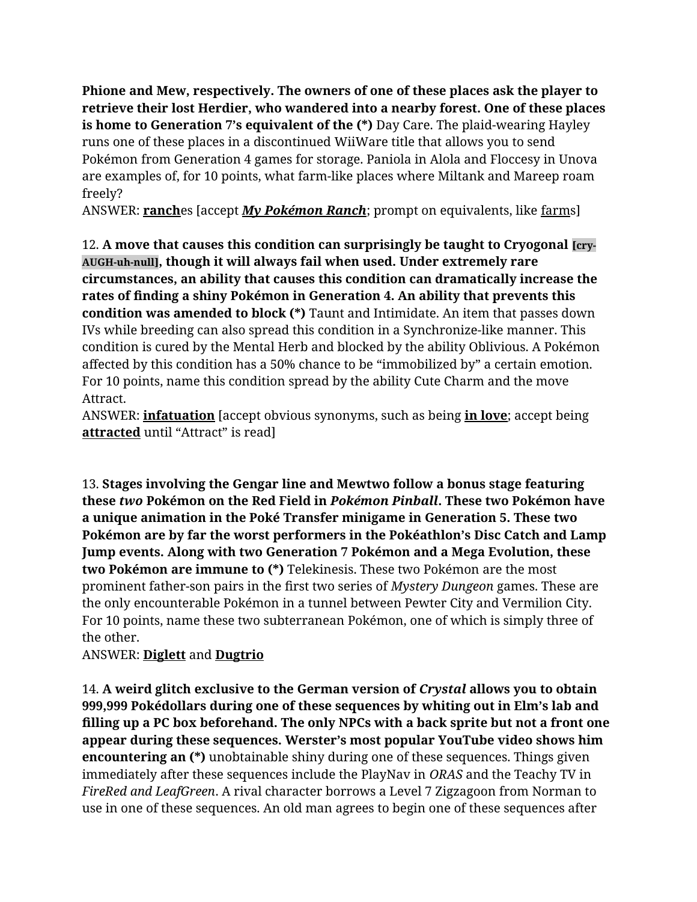**Phione and Mew, respectively. The owners of one of these places ask the player to retrieve their lost Herdier, who wandered into a nearby forest. One of these places is home to Generation 7's equivalent of the (*)** Day Care. The plaid-wearing Hayley runs one of these places in a discontinued WiiWare title that allows you to send Pokémon from Generation 4 games for storage. Paniola in Alola and Floccesy in Unova are examples of, for 10 points, what farm-like places where Miltank and Mareep roam freely?
ANSWER: **<u>ranch</u>**es [accept ***<u>My Pokémon Ranch</u>***; prompt on equivalents, like <u>farm</u>s]

12. **A move that causes this condition can surprisingly be taught to Cryogonal [cry-AUGH-uh-null], though it will always fail when used. Under extremely rare circumstances, an ability that causes this condition can dramatically increase the rates of finding a shiny Pokémon in Generation 4. An ability that prevents this condition was amended to block (*)** Taunt and Intimidate. An item that passes down IVs while breeding can also spread this condition in a Synchronize-like manner. This condition is cured by the Mental Herb and blocked by the ability Oblivious. A Pokémon affected by this condition has a 50% chance to be "immobilized by" a certain emotion. For 10 points, name this condition spread by the ability Cute Charm and the move Attract.
ANSWER: **<u>infatuation</u>** [accept obvious synonyms, such as being **<u>in love</u>**; accept being **<u>attracted</u>** until "Attract" is read]

13. **Stages involving the Gengar line and Mewtwo follow a bonus stage featuring these *two* Pokémon on the Red Field in *Pokémon Pinball*. These two Pokémon have a unique animation in the Poké Transfer minigame in Generation 5. These two Pokémon are by far the worst performers in the Pokéathlon's Disc Catch and Lamp Jump events. Along with two Generation 7 Pokémon and a Mega Evolution, these two Pokémon are immune to (*)** Telekinesis. These two Pokémon are the most prominent father-son pairs in the first two series of *Mystery Dungeon* games. These are the only encounterable Pokémon in a tunnel between Pewter City and Vermilion City. For 10 points, name these two subterranean Pokémon, one of which is simply three of the other.
ANSWER: **<u>Diglett</u>** and **<u>Dugtrio</u>**

14. **A weird glitch exclusive to the German version of *Crystal* allows you to obtain 999,999 Pokédollars during one of these sequences by whiting out in Elm's lab and filling up a PC box beforehand. The only NPCs with a back sprite but not a front one appear during these sequences. Werster's most popular YouTube video shows him encountering an (*)** unobtainable shiny during one of these sequences. Things given immediately after these sequences include the PlayNav in *ORAS* and the Teachy TV in *FireRed and LeafGreen*. A rival character borrows a Level 7 Zigzagoon from Norman to use in one of these sequences. An old man agrees to begin one of these sequences after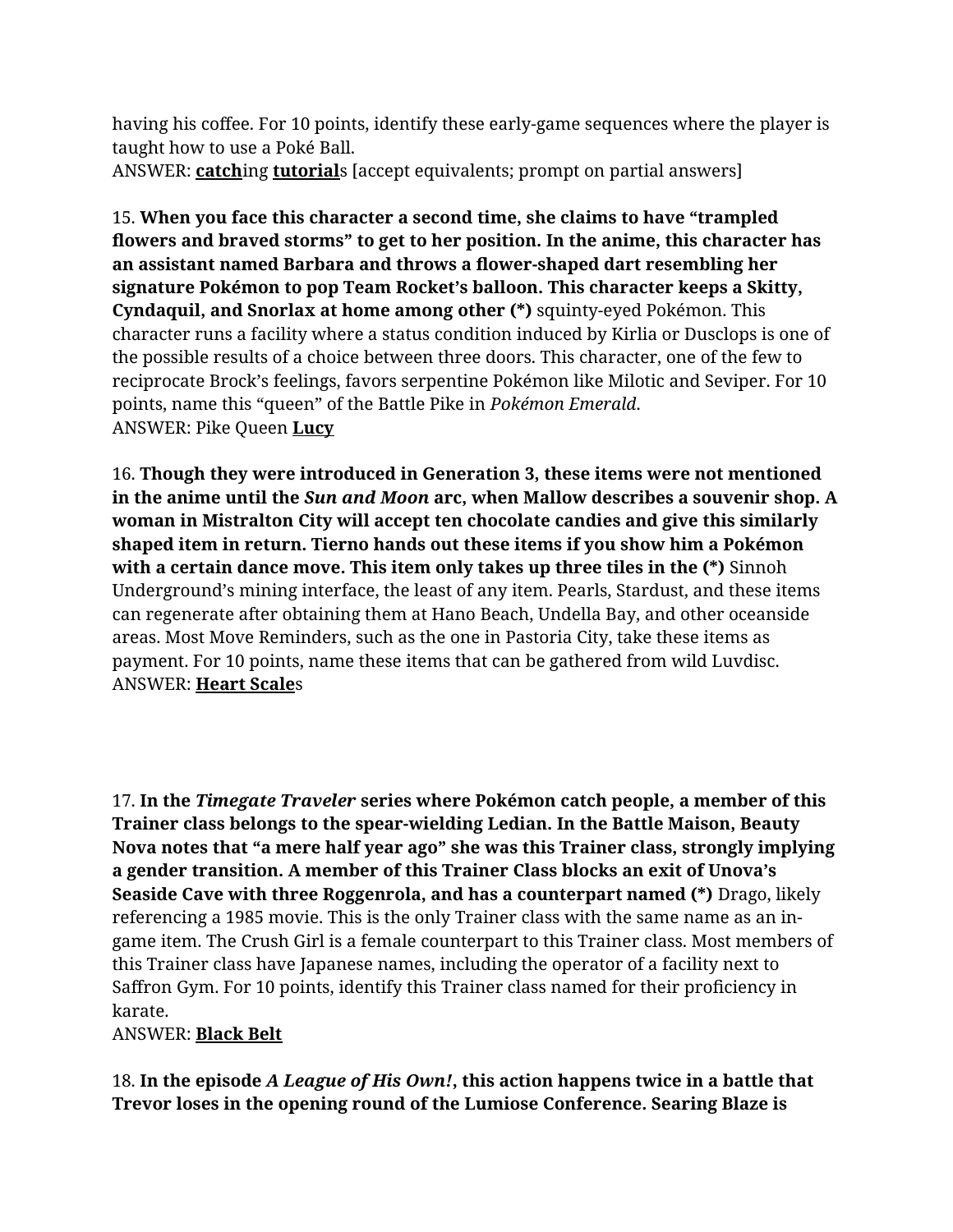having his coffee. For 10 points, identify these early-game sequences where the player is taught how to use a Poké Ball.
ANSWER: **<u>catch</u>**ing **<u>tutorial</u>**s [accept equivalents; prompt on partial answers]

15. **When you face this character a second time, she claims to have "trampled flowers and braved storms" to get to her position. In the anime, this character has an assistant named Barbara and throws a flower-shaped dart resembling her signature Pokémon to pop Team Rocket's balloon. This character keeps a Skitty, Cyndaquil, and Snorlax at home among other (*)** squinty-eyed Pokémon. This character runs a facility where a status condition induced by Kirlia or Dusclops is one of the possible results of a choice between three doors. This character, one of the few to reciprocate Brock's feelings, favors serpentine Pokémon like Milotic and Seviper. For 10 points, name this "queen" of the Battle Pike in *Pokémon Emerald*.
ANSWER: Pike Queen **<u>Lucy</u>**

16. **Though they were introduced in Generation 3, these items were not mentioned in the anime until the *Sun and Moon* arc, when Mallow describes a souvenir shop. A woman in Mistralton City will accept ten chocolate candies and give this similarly shaped item in return. Tierno hands out these items if you show him a Pokémon with a certain dance move. This item only takes up three tiles in the (*)** Sinnoh Underground's mining interface, the least of any item. Pearls, Stardust, and these items can regenerate after obtaining them at Hano Beach, Undella Bay, and other oceanside areas. Most Move Reminders, such as the one in Pastoria City, take these items as payment. For 10 points, name these items that can be gathered from wild Luvdisc.
ANSWER: **<u>Heart Scale</u>**s

17. **In the *Timegate Traveler* series where Pokémon catch people, a member of this Trainer class belongs to the spear-wielding Ledian. In the Battle Maison, Beauty Nova notes that "a mere half year ago" she was this Trainer class, strongly implying a gender transition. A member of this Trainer Class blocks an exit of Unova's Seaside Cave with three Roggenrola, and has a counterpart named (*)** Drago, likely referencing a 1985 movie. This is the only Trainer class with the same name as an in-game item. The Crush Girl is a female counterpart to this Trainer class. Most members of this Trainer class have Japanese names, including the operator of a facility next to Saffron Gym. For 10 points, identify this Trainer class named for their proficiency in karate.
ANSWER: **<u>Black Belt</u>**

18. **In the episode *A League of His Own!*, this action happens twice in a battle that Trevor loses in the opening round of the Lumiose Conference. Searing Blaze is**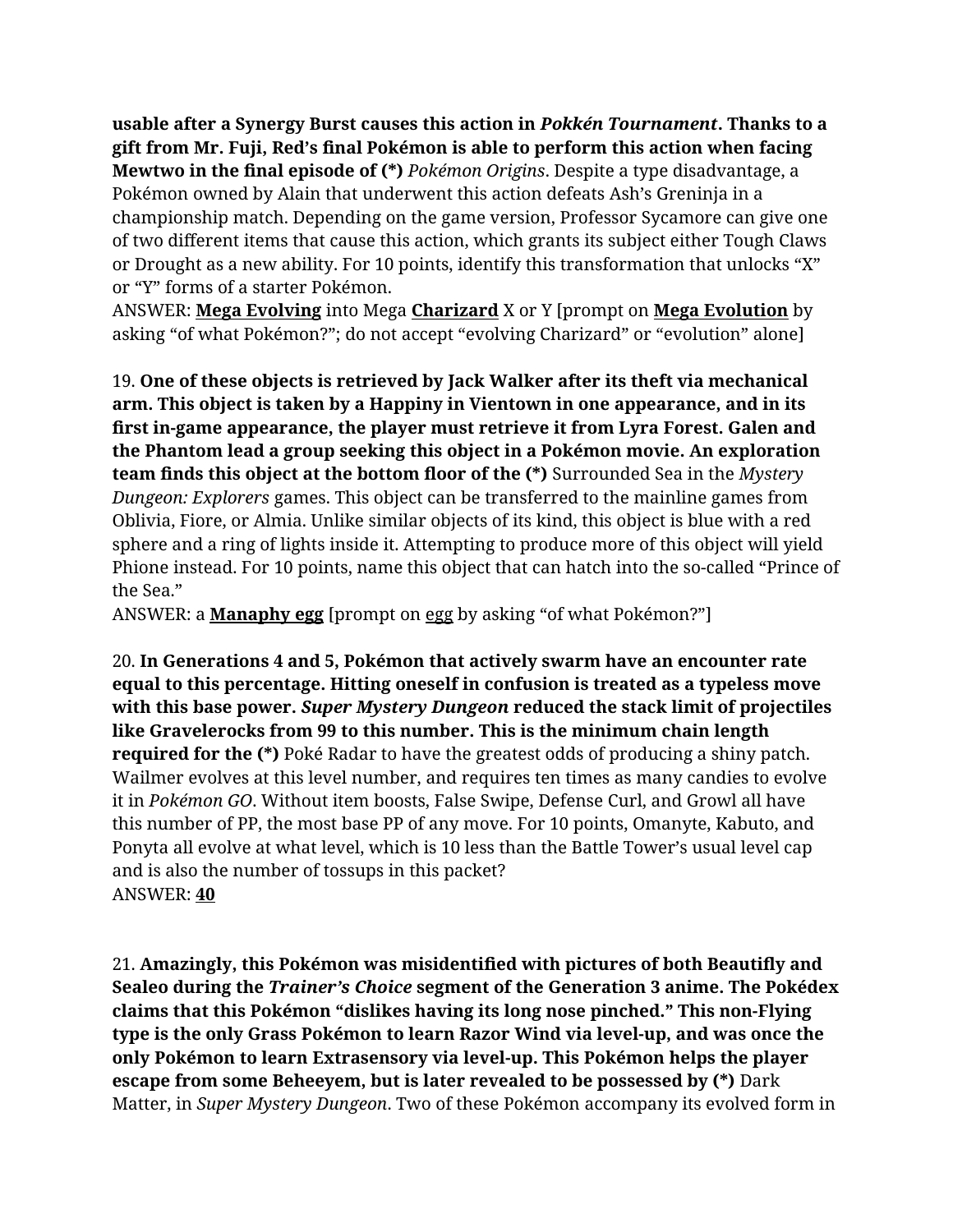**usable after a Synergy Burst causes this action in *Pokkén Tournament*. Thanks to a gift from Mr. Fuji, Red's final Pokémon is able to perform this action when facing Mewtwo in the final episode of (*)** *Pokémon Origins*. Despite a type disadvantage, a Pokémon owned by Alain that underwent this action defeats Ash's Greninja in a championship match. Depending on the game version, Professor Sycamore can give one of two different items that cause this action, which grants its subject either Tough Claws or Drought as a new ability. For 10 points, identify this transformation that unlocks "X" or "Y" forms of a starter Pokémon.
ANSWER: **Mega Evolving** into Mega **Charizard** X or Y [prompt on **Mega Evolution** by asking "of what Pokémon?"; do not accept "evolving Charizard" or "evolution" alone]

19. **One of these objects is retrieved by Jack Walker after its theft via mechanical arm. This object is taken by a Happiny in Vientown in one appearance, and in its first in-game appearance, the player must retrieve it from Lyra Forest. Galen and the Phantom lead a group seeking this object in a Pokémon movie. An exploration team finds this object at the bottom floor of the (*)** Surrounded Sea in the *Mystery Dungeon: Explorers* games. This object can be transferred to the mainline games from Oblivia, Fiore, or Almia. Unlike similar objects of its kind, this object is blue with a red sphere and a ring of lights inside it. Attempting to produce more of this object will yield Phione instead. For 10 points, name this object that can hatch into the so-called "Prince of the Sea."
ANSWER: a **Manaphy egg** [prompt on egg by asking "of what Pokémon?"]

20. **In Generations 4 and 5, Pokémon that actively swarm have an encounter rate equal to this percentage. Hitting oneself in confusion is treated as a typeless move with this base power. *Super Mystery Dungeon* reduced the stack limit of projectiles like Gravelerocks from 99 to this number. This is the minimum chain length required for the (*)** Poké Radar to have the greatest odds of producing a shiny patch. Wailmer evolves at this level number, and requires ten times as many candies to evolve it in *Pokémon GO*. Without item boosts, False Swipe, Defense Curl, and Growl all have this number of PP, the most base PP of any move. For 10 points, Omanyte, Kabuto, and Ponyta all evolve at what level, which is 10 less than the Battle Tower's usual level cap and is also the number of tossups in this packet?
ANSWER: **40**

21. **Amazingly, this Pokémon was misidentified with pictures of both Beautifly and Sealeo during the *Trainer's Choice* segment of the Generation 3 anime. The Pokédex claims that this Pokémon "dislikes having its long nose pinched." This non-Flying type is the only Grass Pokémon to learn Razor Wind via level-up, and was once the only Pokémon to learn Extrasensory via level-up. This Pokémon helps the player escape from some Beheeyem, but is later revealed to be possessed by (*)** Dark Matter, in *Super Mystery Dungeon*. Two of these Pokémon accompany its evolved form in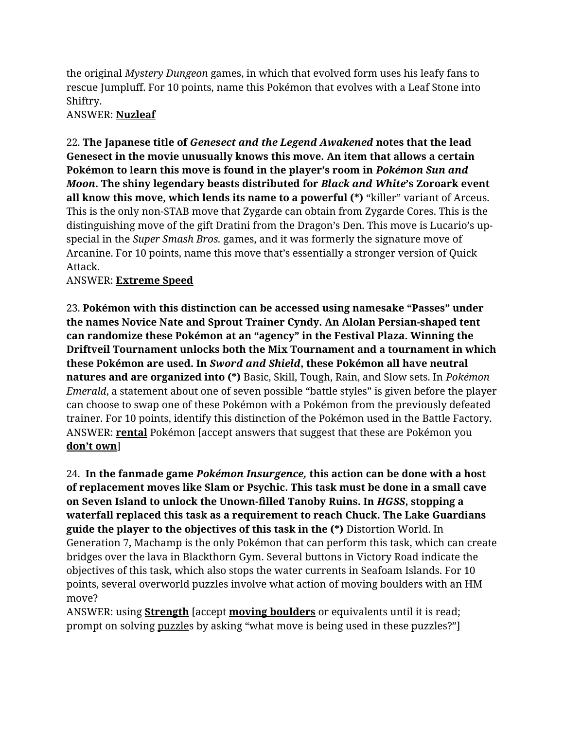the original *Mystery Dungeon* games, in which that evolved form uses his leafy fans to rescue Jumpluff. For 10 points, name this Pokémon that evolves with a Leaf Stone into Shiftry.
ANSWER: **<u>Nuzleaf</u>**

22. **The Japanese title of *Genesect and the Legend Awakened* notes that the lead Genesect in the movie unusually knows this move. An item that allows a certain Pokémon to learn this move is found in the player's room in *Pokémon Sun and Moon*. The shiny legendary beasts distributed for *Black and White*'s Zoroark event all know this move, which lends its name to a powerful (*)** "killer" variant of Arceus. This is the only non-STAB move that Zygarde can obtain from Zygarde Cores. This is the distinguishing move of the gift Dratini from the Dragon's Den. This move is Lucario's up-special in the *Super Smash Bros.* games, and it was formerly the signature move of Arcanine. For 10 points, name this move that's essentially a stronger version of Quick Attack.
ANSWER: **<u>Extreme Speed</u>**

23. **Pokémon with this distinction can be accessed using namesake "Passes" under the names Novice Nate and Sprout Trainer Cyndy. An Alolan Persian-shaped tent can randomize these Pokémon at an "agency" in the Festival Plaza. Winning the Driftveil Tournament unlocks both the Mix Tournament and a tournament in which these Pokémon are used. In *Sword and Shield*, these Pokémon all have neutral natures and are organized into (*)** Basic, Skill, Tough, Rain, and Slow sets. In *Pokémon Emerald*, a statement about one of seven possible "battle styles" is given before the player can choose to swap one of these Pokémon with a Pokémon from the previously defeated trainer. For 10 points, identify this distinction of the Pokémon used in the Battle Factory.
ANSWER: **<u>rental</u>** Pokémon [accept answers that suggest that these are Pokémon you **<u>don't own</u>**]

24. **In the fanmade game *Pokémon Insurgence,* this action can be done with a host of replacement moves like Slam or Psychic. This task must be done in a small cave on Seven Island to unlock the Unown-filled Tanoby Ruins. In *HGSS*, stopping a waterfall replaced this task as a requirement to reach Chuck. The Lake Guardians guide the player to the objectives of this task in the (*)** Distortion World. In Generation 7, Machamp is the only Pokémon that can perform this task, which can create bridges over the lava in Blackthorn Gym. Several buttons in Victory Road indicate the objectives of this task, which also stops the water currents in Seafoam Islands. For 10 points, several overworld puzzles involve what action of moving boulders with an HM move?
ANSWER: using **<u>Strength</u>** [accept **<u>moving boulders</u>** or equivalents until it is read; prompt on solving <u>puzzle</u>s by asking "what move is being used in these puzzles?"]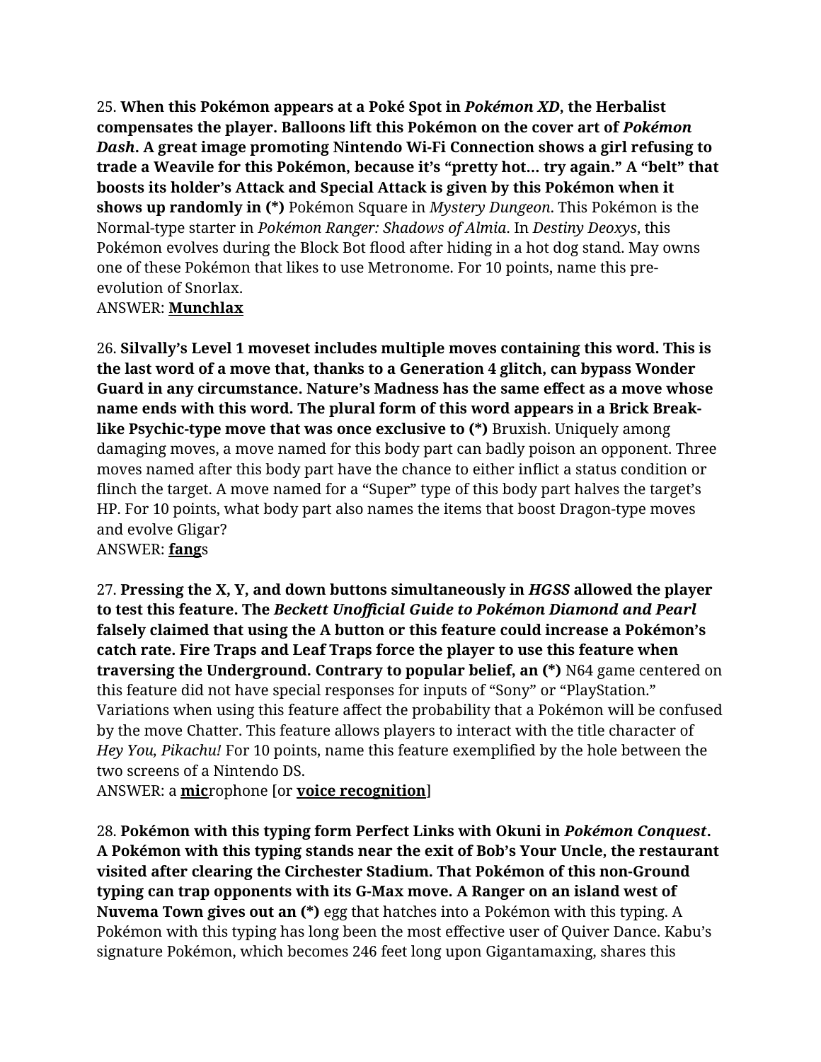25. **When this Pokémon appears at a Poké Spot in *Pokémon XD*, the Herbalist compensates the player. Balloons lift this Pokémon on the cover art of *Pokémon Dash*. A great image promoting Nintendo Wi-Fi Connection shows a girl refusing to trade a Weavile for this Pokémon, because it's "pretty hot… try again." A "belt" that boosts its holder's Attack and Special Attack is given by this Pokémon when it shows up randomly in (*)** Pokémon Square in *Mystery Dungeon*. This Pokémon is the Normal-type starter in *Pokémon Ranger: Shadows of Almia*. In *Destiny Deoxys*, this Pokémon evolves during the Block Bot flood after hiding in a hot dog stand. May owns one of these Pokémon that likes to use Metronome. For 10 points, name this pre-evolution of Snorlax.
ANSWER: **<u>Munchlax</u>**

26. **Silvally's Level 1 moveset includes multiple moves containing this word. This is the last word of a move that, thanks to a Generation 4 glitch, can bypass Wonder Guard in any circumstance. Nature's Madness has the same effect as a move whose name ends with this word. The plural form of this word appears in a Brick Break-like Psychic-type move that was once exclusive to (*)** Bruxish. Uniquely among damaging moves, a move named for this body part can badly poison an opponent. Three moves named after this body part have the chance to either inflict a status condition or flinch the target. A move named for a "Super" type of this body part halves the target's HP. For 10 points, what body part also names the items that boost Dragon-type moves and evolve Gligar?
ANSWER: **<u>fang</u>**s

27. **Pressing the X, Y, and down buttons simultaneously in *HGSS* allowed the player to test this feature. The *Beckett Unofficial Guide to Pokémon Diamond and Pearl* falsely claimed that using the A button or this feature could increase a Pokémon's catch rate. Fire Traps and Leaf Traps force the player to use this feature when traversing the Underground. Contrary to popular belief, an (*)** N64 game centered on this feature did not have special responses for inputs of "Sony" or "PlayStation." Variations when using this feature affect the probability that a Pokémon will be confused by the move Chatter. This feature allows players to interact with the title character of *Hey You, Pikachu!* For 10 points, name this feature exemplified by the hole between the two screens of a Nintendo DS.
ANSWER: a **<u>mic</u>**rophone [or **<u>voice recognition</u>**]

28. **Pokémon with this typing form Perfect Links with Okuni in *Pokémon Conquest*. A Pokémon with this typing stands near the exit of Bob's Your Uncle, the restaurant visited after clearing the Circhester Stadium. That Pokémon of this non-Ground typing can trap opponents with its G-Max move. A Ranger on an island west of Nuvema Town gives out an (*)** egg that hatches into a Pokémon with this typing. A Pokémon with this typing has long been the most effective user of Quiver Dance. Kabu's signature Pokémon, which becomes 246 feet long upon Gigantamaxing, shares this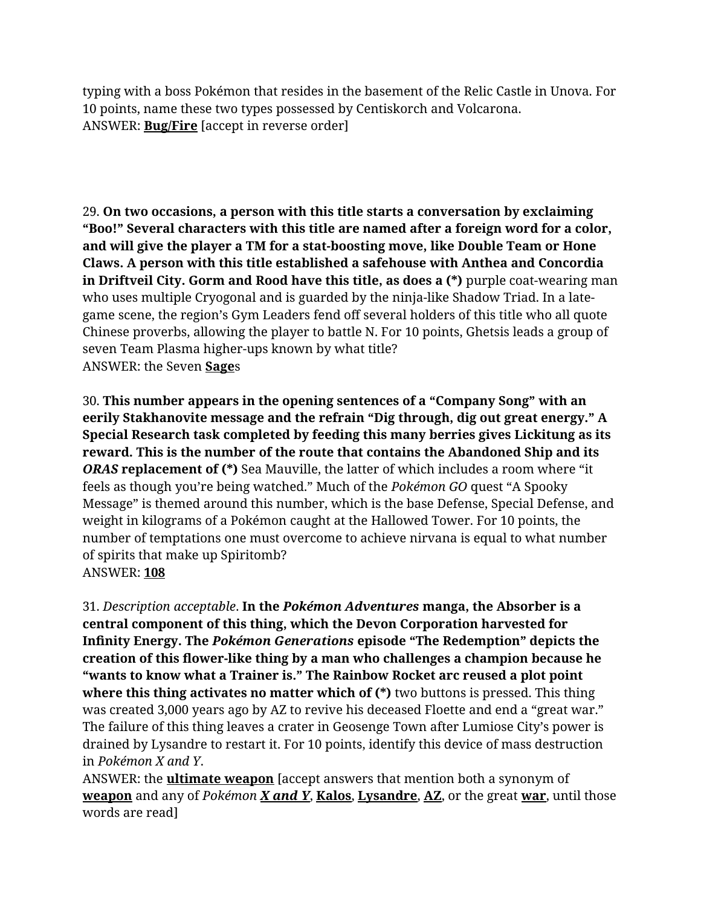typing with a boss Pokémon that resides in the basement of the Relic Castle in Unova. For 10 points, name these two types possessed by Centiskorch and Volcarona.
ANSWER: **<u>Bug/Fire</u>** [accept in reverse order]

29. **On two occasions, a person with this title starts a conversation by exclaiming "Boo!" Several characters with this title are named after a foreign word for a color, and will give the player a TM for a stat-boosting move, like Double Team or Hone Claws. A person with this title established a safehouse with Anthea and Concordia in Driftveil City. Gorm and Rood have this title, as does a (*)** purple coat-wearing man who uses multiple Cryogonal and is guarded by the ninja-like Shadow Triad. In a late-game scene, the region's Gym Leaders fend off several holders of this title who all quote Chinese proverbs, allowing the player to battle N. For 10 points, Ghetsis leads a group of seven Team Plasma higher-ups known by what title?
ANSWER: the Seven **<u>Sage</u>**s

30. **This number appears in the opening sentences of a "Company Song" with an eerily Stakhanovite message and the refrain "Dig through, dig out great energy." A Special Research task completed by feeding this many berries gives Lickitung as its reward. This is the number of the route that contains the Abandoned Ship and its *ORAS* replacement of (*)** Sea Mauville, the latter of which includes a room where "it feels as though you're being watched." Much of the *Pokémon GO* quest "A Spooky Message" is themed around this number, which is the base Defense, Special Defense, and weight in kilograms of a Pokémon caught at the Hallowed Tower. For 10 points, the number of temptations one must overcome to achieve nirvana is equal to what number of spirits that make up Spiritomb?
ANSWER: **<u>108</u>**

31. *Description acceptable*. **In the *Pokémon Adventures* manga, the Absorber is a central component of this thing, which the Devon Corporation harvested for Infinity Energy. The *Pokémon Generations* episode "The Redemption" depicts the creation of this flower-like thing by a man who challenges a champion because he "wants to know what a Trainer is." The Rainbow Rocket arc reused a plot point where this thing activates no matter which of (*)** two buttons is pressed. This thing was created 3,000 years ago by AZ to revive his deceased Floette and end a "great war." The failure of this thing leaves a crater in Geosenge Town after Lumiose City's power is drained by Lysandre to restart it. For 10 points, identify this device of mass destruction in *Pokémon X and Y*.
ANSWER: the **<u>ultimate weapon</u>** [accept answers that mention both a synonym of **<u>weapon</u>** and any of *Pokémon **<u>X and Y</u>***, **<u>Kalos</u>**, **<u>Lysandre</u>**, **<u>AZ</u>**, or the great **<u>war</u>**, until those words are read]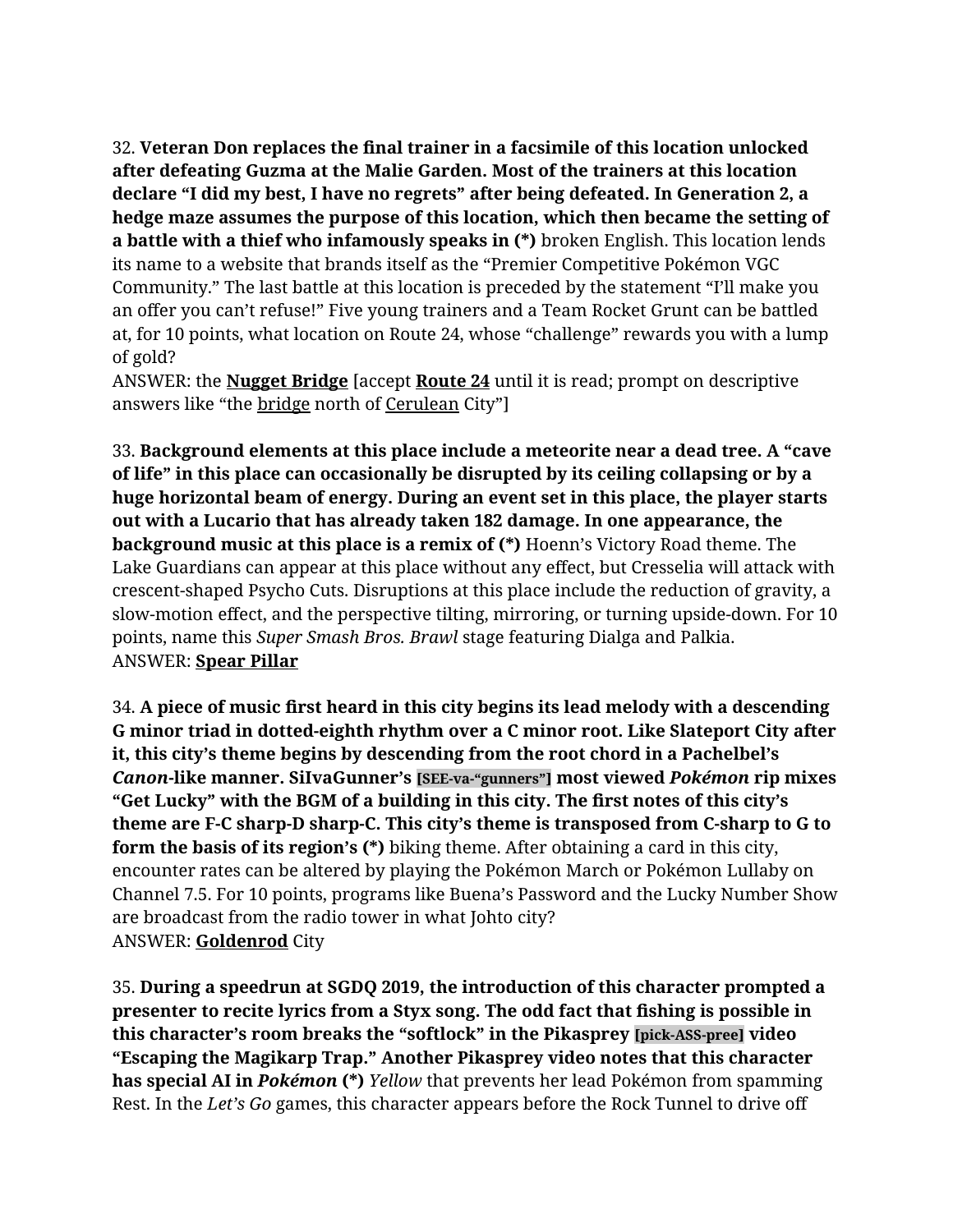32. **Veteran Don replaces the final trainer in a facsimile of this location unlocked after defeating Guzma at the Malie Garden. Most of the trainers at this location declare "I did my best, I have no regrets" after being defeated. In Generation 2, a hedge maze assumes the purpose of this location, which then became the setting of a battle with a thief who infamously speaks in (*)** broken English. This location lends its name to a website that brands itself as the "Premier Competitive Pokémon VGC Community." The last battle at this location is preceded by the statement "I'll make you an offer you can't refuse!" Five young trainers and a Team Rocket Grunt can be battled at, for 10 points, what location on Route 24, whose "challenge" rewards you with a lump of gold?
ANSWER: the **<u>Nugget Bridge</u>** [accept **<u>Route 24</u>** until it is read; prompt on descriptive answers like "the <u>bridge</u> north of <u>Cerulean</u> City"]

33. **Background elements at this place include a meteorite near a dead tree. A "cave of life" in this place can occasionally be disrupted by its ceiling collapsing or by a huge horizontal beam of energy. During an event set in this place, the player starts out with a Lucario that has already taken 182 damage. In one appearance, the background music at this place is a remix of (*)** Hoenn's Victory Road theme. The Lake Guardians can appear at this place without any effect, but Cresselia will attack with crescent-shaped Psycho Cuts. Disruptions at this place include the reduction of gravity, a slow-motion effect, and the perspective tilting, mirroring, or turning upside-down. For 10 points, name this *Super Smash Bros. Brawl* stage featuring Dialga and Palkia.
ANSWER: **<u>Spear Pillar</u>**

34. **A piece of music first heard in this city begins its lead melody with a descending G minor triad in dotted-eighth rhythm over a C minor root. Like Slateport City after it, this city's theme begins by descending from the root chord in a Pachelbel's *Canon*-like manner. SiIvaGunner's [SEE-va-"gunners"] most viewed *Pokémon* rip mixes "Get Lucky" with the BGM of a building in this city. The first notes of this city's theme are F-C sharp-D sharp-C. This city's theme is transposed from C-sharp to G to form the basis of its region's (*)** biking theme. After obtaining a card in this city, encounter rates can be altered by playing the Pokémon March or Pokémon Lullaby on Channel 7.5. For 10 points, programs like Buena's Password and the Lucky Number Show are broadcast from the radio tower in what Johto city?
ANSWER: **<u>Goldenrod</u>** City

35. **During a speedrun at SGDQ 2019, the introduction of this character prompted a presenter to recite lyrics from a Styx song. The odd fact that fishing is possible in this character's room breaks the "softlock" in the Pikasprey [pick-ASS-pree] video "Escaping the Magikarp Trap." Another Pikasprey video notes that this character has special AI in *Pokémon* (*)** *Yellow* that prevents her lead Pokémon from spamming Rest. In the *Let's Go* games, this character appears before the Rock Tunnel to drive off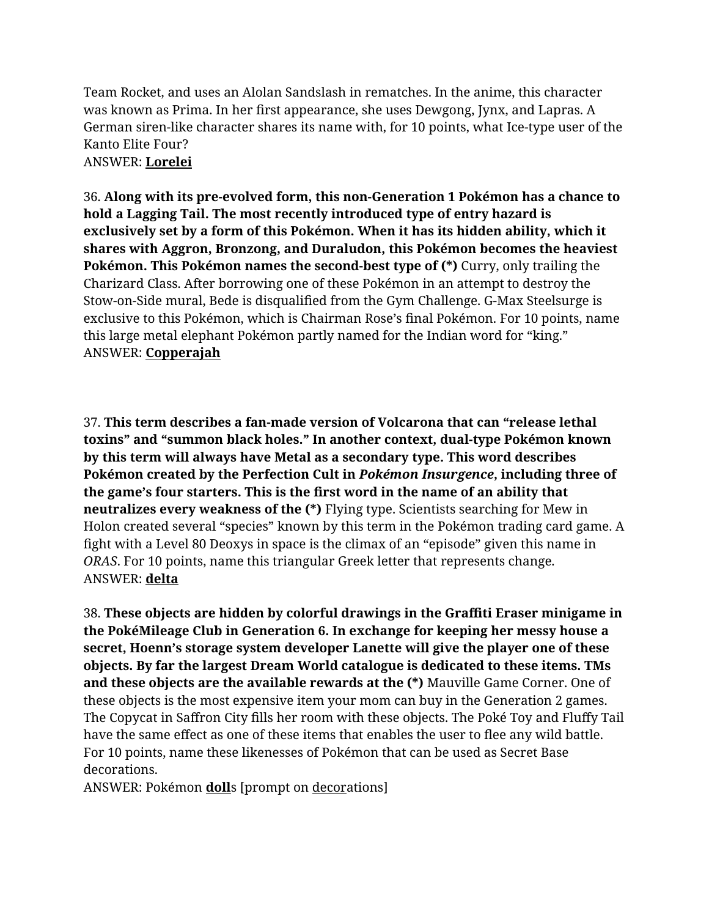Team Rocket, and uses an Alolan Sandslash in rematches. In the anime, this character was known as Prima. In her first appearance, she uses Dewgong, Jynx, and Lapras. A German siren-like character shares its name with, for 10 points, what Ice-type user of the Kanto Elite Four?
ANSWER: **Lorelei**

36. **Along with its pre-evolved form, this non-Generation 1 Pokémon has a chance to hold a Lagging Tail. The most recently introduced type of entry hazard is exclusively set by a form of this Pokémon. When it has its hidden ability, which it shares with Aggron, Bronzong, and Duraludon, this Pokémon becomes the heaviest Pokémon. This Pokémon names the second-best type of (*)** Curry, only trailing the Charizard Class. After borrowing one of these Pokémon in an attempt to destroy the Stow-on-Side mural, Bede is disqualified from the Gym Challenge. G-Max Steelsurge is exclusive to this Pokémon, which is Chairman Rose's final Pokémon. For 10 points, name this large metal elephant Pokémon partly named for the Indian word for "king."
ANSWER: **Copperajah**

37. **This term describes a fan-made version of Volcarona that can "release lethal toxins" and "summon black holes." In another context, dual-type Pokémon known by this term will always have Metal as a secondary type. This word describes Pokémon created by the Perfection Cult in *Pokémon Insurgence*, including three of the game's four starters. This is the first word in the name of an ability that neutralizes every weakness of the (*)** Flying type. Scientists searching for Mew in Holon created several "species" known by this term in the Pokémon trading card game. A fight with a Level 80 Deoxys in space is the climax of an "episode" given this name in *ORAS*. For 10 points, name this triangular Greek letter that represents change.
ANSWER: **delta**

38. **These objects are hidden by colorful drawings in the Graffiti Eraser minigame in the PokéMileage Club in Generation 6. In exchange for keeping her messy house a secret, Hoenn's storage system developer Lanette will give the player one of these objects. By far the largest Dream World catalogue is dedicated to these items. TMs and these objects are the available rewards at the (*)** Mauville Game Corner. One of these objects is the most expensive item your mom can buy in the Generation 2 games. The Copycat in Saffron City fills her room with these objects. The Poké Toy and Fluffy Tail have the same effect as one of these items that enables the user to flee any wild battle. For 10 points, name these likenesses of Pokémon that can be used as Secret Base decorations.
ANSWER: Pokémon **doll**s [prompt on decorations]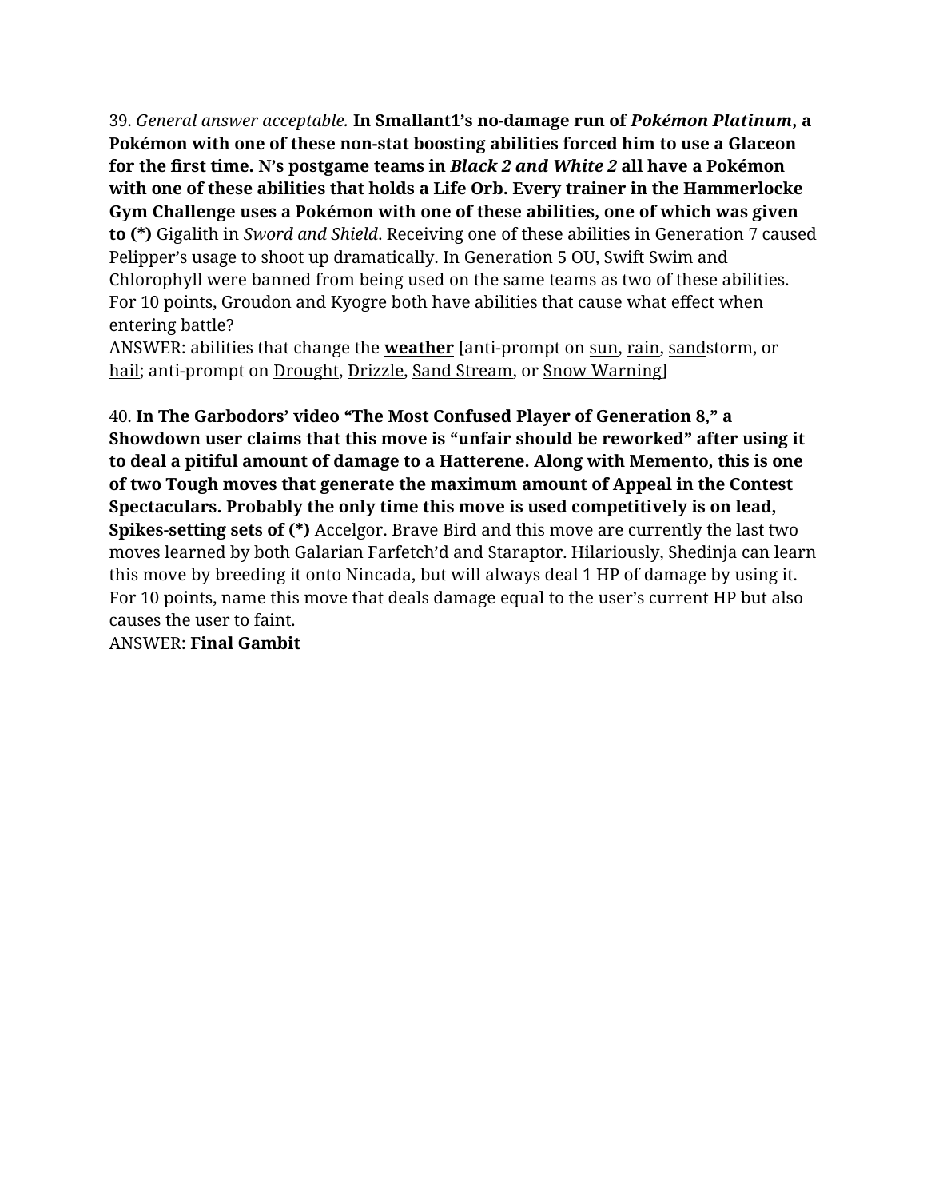39. *General answer acceptable.* **In Smallant1's no-damage run of *Pokémon Platinum*, a Pokémon with one of these non-stat boosting abilities forced him to use a Glaceon for the first time. N's postgame teams in *Black 2 and White 2* all have a Pokémon with one of these abilities that holds a Life Orb. Every trainer in the Hammerlocke Gym Challenge uses a Pokémon with one of these abilities, one of which was given to (*)** Gigalith in *Sword and Shield*. Receiving one of these abilities in Generation 7 caused Pelipper's usage to shoot up dramatically. In Generation 5 OU, Swift Swim and Chlorophyll were banned from being used on the same teams as two of these abilities. For 10 points, Groudon and Kyogre both have abilities that cause what effect when entering battle?

ANSWER: abilities that change the <u>**weather**</u> [anti-prompt on <u>sun</u>, <u>rain</u>, <u>sand</u>storm, or <u>hail</u>; anti-prompt on <u>Drought</u>, <u>Drizzle</u>, <u>Sand Stream</u>, or <u>Snow Warning</u>]

40. **In The Garbodors' video "The Most Confused Player of Generation 8," a Showdown user claims that this move is "unfair should be reworked" after using it to deal a pitiful amount of damage to a Hatterene. Along with Memento, this is one of two Tough moves that generate the maximum amount of Appeal in the Contest Spectaculars. Probably the only time this move is used competitively is on lead, Spikes-setting sets of (*)** Accelgor. Brave Bird and this move are currently the last two moves learned by both Galarian Farfetch'd and Staraptor. Hilariously, Shedinja can learn this move by breeding it onto Nincada, but will always deal 1 HP of damage by using it. For 10 points, name this move that deals damage equal to the user's current HP but also causes the user to faint.

ANSWER: <u>**Final Gambit**</u>